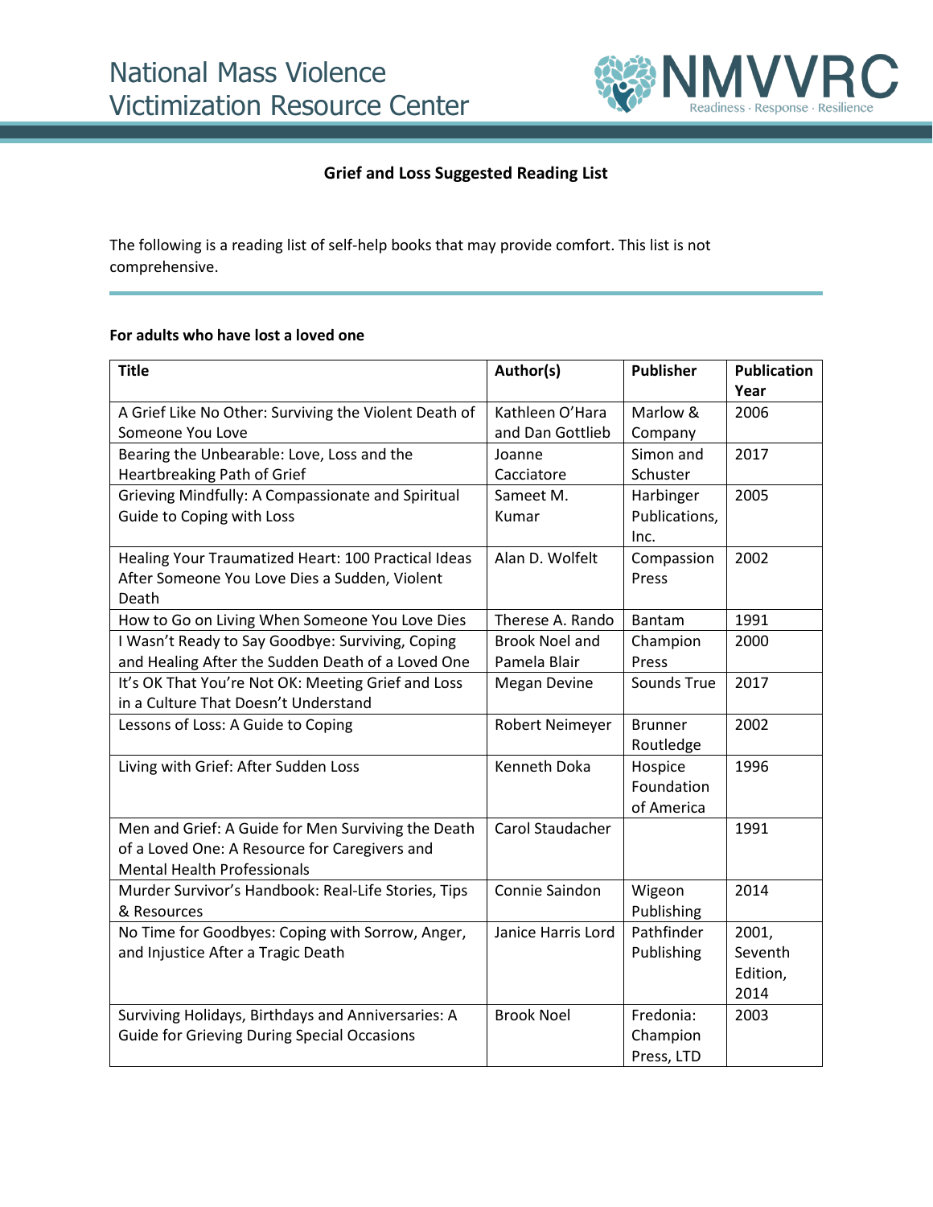# National Mass Violence Victimization Resource Center

NMVVRC
Readiness · Response · Resilience

## Grief and Loss Suggested Reading List

The following is a reading list of self-help books that may provide comfort. This list is not comprehensive.

### For adults who have lost a loved one

| Title | Author(s) | Publisher | Publication Year |
|---|---|---|---|
| A Grief Like No Other: Surviving the Violent Death of Someone You Love | Kathleen O'Hara and Dan Gottlieb | Marlow & Company | 2006 |
| Bearing the Unbearable: Love, Loss and the Heartbreaking Path of Grief | Joanne Cacciatore | Simon and Schuster | 2017 |
| Grieving Mindfully: A Compassionate and Spiritual Guide to Coping with Loss | Sameet M. Kumar | Harbinger Publications, Inc. | 2005 |
| Healing Your Traumatized Heart: 100 Practical Ideas After Someone You Love Dies a Sudden, Violent Death | Alan D. Wolfelt | Compassion Press | 2002 |
| How to Go on Living When Someone You Love Dies | Therese A. Rando | Bantam | 1991 |
| I Wasn't Ready to Say Goodbye: Surviving, Coping and Healing After the Sudden Death of a Loved One | Brook Noel and Pamela Blair | Champion Press | 2000 |
| It's OK That You're Not OK: Meeting Grief and Loss in a Culture That Doesn't Understand | Megan Devine | Sounds True | 2017 |
| Lessons of Loss: A Guide to Coping | Robert Neimeyer | Brunner Routledge | 2002 |
| Living with Grief: After Sudden Loss | Kenneth Doka | Hospice Foundation of America | 1996 |
| Men and Grief: A Guide for Men Surviving the Death of a Loved One: A Resource for Caregivers and Mental Health Professionals | Carol Staudacher | | 1991 |
| Murder Survivor's Handbook: Real-Life Stories, Tips & Resources | Connie Saindon | Wigeon Publishing | 2014 |
| No Time for Goodbyes: Coping with Sorrow, Anger, and Injustice After a Tragic Death | Janice Harris Lord | Pathfinder Publishing | 2001, Seventh Edition, 2014 |
| Surviving Holidays, Birthdays and Anniversaries: A Guide for Grieving During Special Occasions | Brook Noel | Fredonia: Champion Press, LTD | 2003 |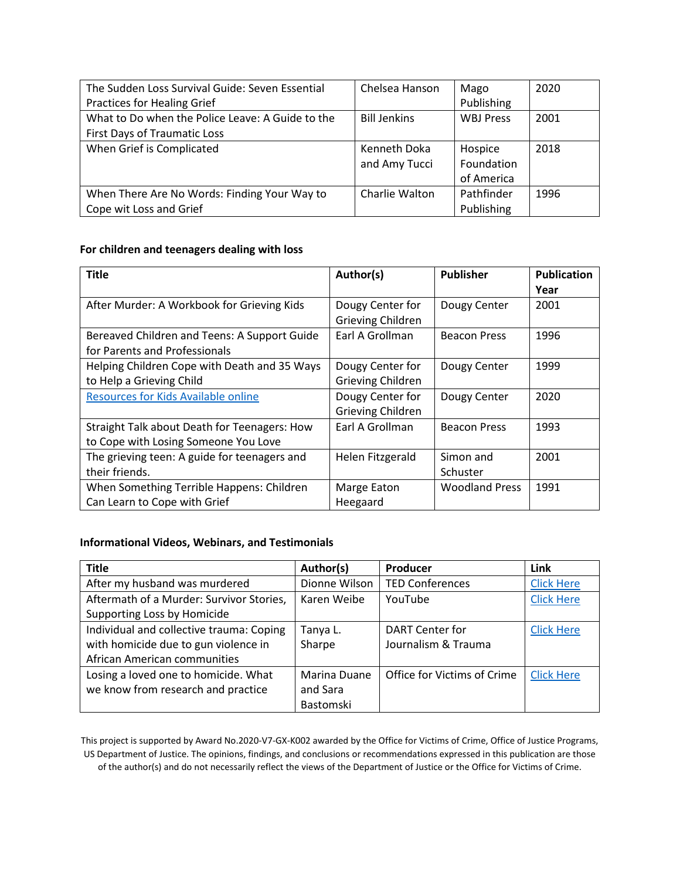| | | | |
|---|---|---|---|
| The Sudden Loss Survival Guide: Seven Essential Practices for Healing Grief | Chelsea Hanson | Mago Publishing | 2020 |
| What to Do when the Police Leave: A Guide to the First Days of Traumatic Loss | Bill Jenkins | WBJ Press | 2001 |
| When Grief is Complicated | Kenneth Doka and Amy Tucci | Hospice Foundation of America | 2018 |
| When There Are No Words: Finding Your Way to Cope wit Loss and Grief | Charlie Walton | Pathfinder Publishing | 1996 |

**For children and teenagers dealing with loss**

| Title | Author(s) | Publisher | Publication Year |
|---|---|---|---|
| After Murder: A Workbook for Grieving Kids | Dougy Center for Grieving Children | Dougy Center | 2001 |
| Bereaved Children and Teens: A Support Guide for Parents and Professionals | Earl A Grollman | Beacon Press | 1996 |
| Helping Children Cope with Death and 35 Ways to Help a Grieving Child | Dougy Center for Grieving Children | Dougy Center | 1999 |
| Resources for Kids Available online | Dougy Center for Grieving Children | Dougy Center | 2020 |
| Straight Talk about Death for Teenagers: How to Cope with Losing Someone You Love | Earl A Grollman | Beacon Press | 1993 |
| The grieving teen: A guide for teenagers and their friends. | Helen Fitzgerald | Simon and Schuster | 2001 |
| When Something Terrible Happens: Children Can Learn to Cope with Grief | Marge Eaton Heegaard | Woodland Press | 1991 |

**Informational Videos, Webinars, and Testimonials**

| Title | Author(s) | Producer | Link |
|---|---|---|---|
| After my husband was murdered | Dionne Wilson | TED Conferences | Click Here |
| Aftermath of a Murder: Survivor Stories, Supporting Loss by Homicide | Karen Weibe | YouTube | Click Here |
| Individual and collective trauma: Coping with homicide due to gun violence in African American communities | Tanya L. Sharpe | DART Center for Journalism & Trauma | Click Here |
| Losing a loved one to homicide. What we know from research and practice | Marina Duane and Sara Bastomski | Office for Victims of Crime | Click Here |

This project is supported by Award No.2020-V7-GX-K002 awarded by the Office for Victims of Crime, Office of Justice Programs, US Department of Justice. The opinions, findings, and conclusions or recommendations expressed in this publication are those of the author(s) and do not necessarily reflect the views of the Department of Justice or the Office for Victims of Crime.